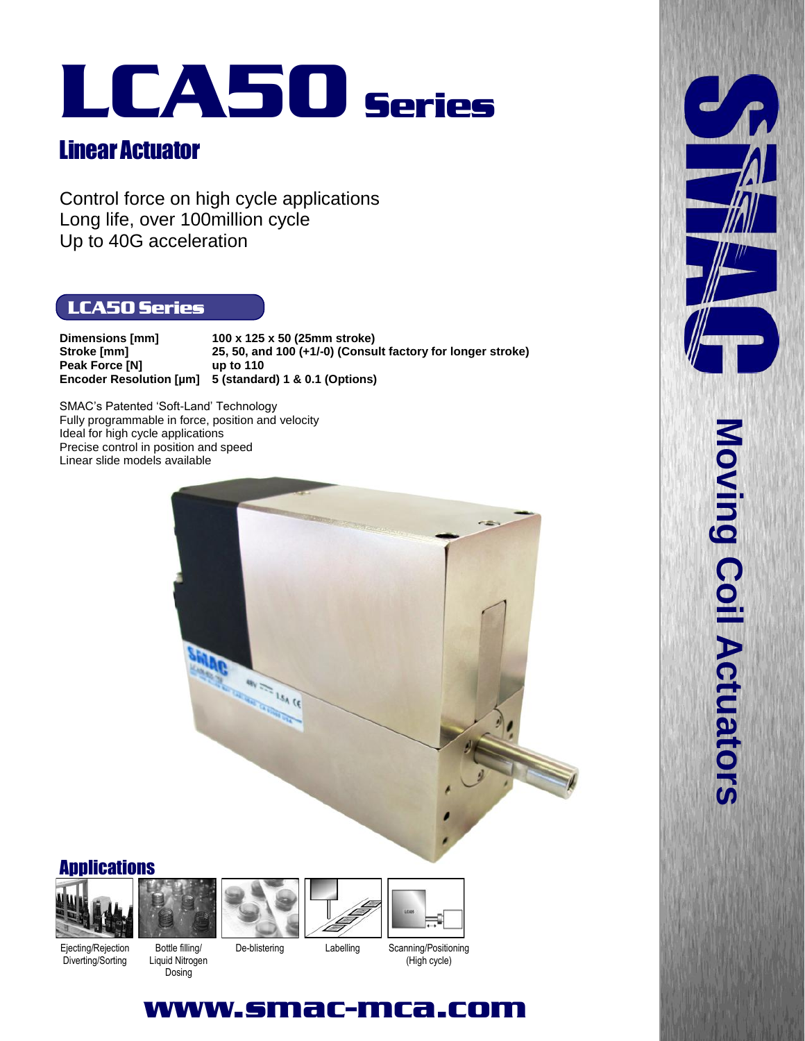# LCA50 Series

## Linear Actuator

Control force on high cycle applications
Long life, over 100million cycle
Up to 40G acceleration

### LCA50 Series

| | |
|---|---|
| **Dimensions [mm]** | **100 x 125 x 50 (25mm stroke)** |
| **Stroke [mm]** | **25, 50, and 100 (+1/-0) (Consult factory for longer stroke)** |
| **Peak Force [N]** | **up to 110** |
| **Encoder Resolution [µm]** | **5 (standard) 1 & 0.1 (Options)** |

SMAC's Patented 'Soft-Land' Technology
Fully programmable in force, position and velocity
Ideal for high cycle applications
Precise control in position and speed
Linear slide models available

## Applications

Ejecting/Rejection Diverting/Sorting

Bottle filling/ Liquid Nitrogen Dosing

De-blistering

Labelling

Scanning/Positioning (High cycle)

SMAC

Moving Coil Actuators

**www.smac-mca.com**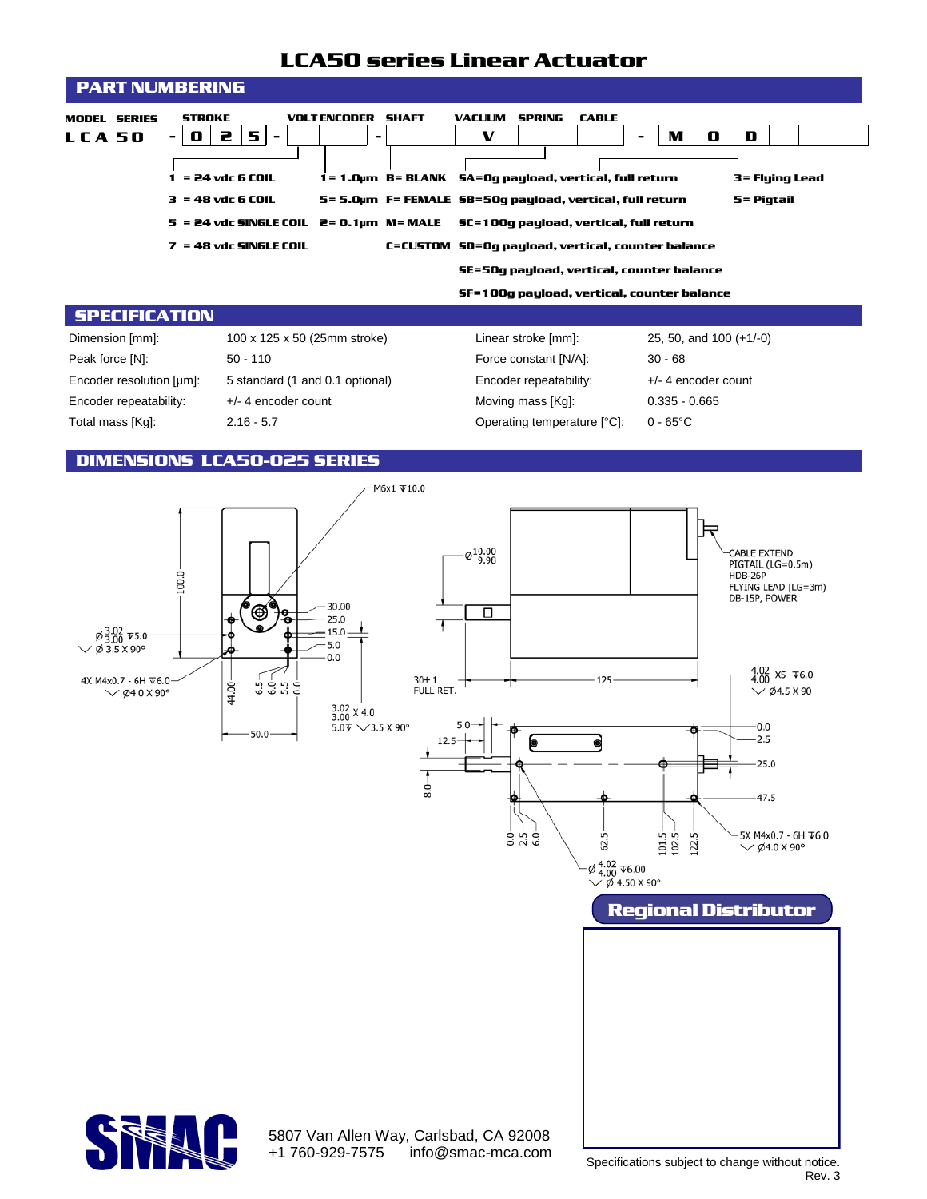# LCA50 series Linear Actuator

## PART NUMBERING

| MODEL SERIES | STROKE | VOLT | ENCODER | SHAFT | VACUUM | SPRING | CABLE |
|---|---|---|---|---|---|---|---|
| LCA50 | - 0 2 5 - | | | - | V | | - M O D |

**VOLT:**
- 1 = 24 vdc 6 COIL
- 3 = 48 vdc 6 COIL
- 5 = 24 vdc SINGLE COIL
- 7 = 48 vdc SINGLE COIL

**ENCODER:**
- 1 = 1.0µm
- 5 = 5.0µm
- 2 = 0.1µm

**SHAFT:**
- B = BLANK
- F = FEMALE
- M = MALE
- C = CUSTOM

**SPRING:**
- SA = 0g payload, vertical, full return
- SB = 50g payload, vertical, full return
- SC = 100g payload, vertical, full return
- SD = 0g payload, vertical, counter balance
- SE = 50g payload, vertical, counter balance
- SF = 100g payload, vertical, counter balance

**CABLE:**
- 3 = Flying Lead
- 5 = Pigtail

## SPECIFICATION

| | | | |
|---|---|---|---|
| Dimension [mm]: | 100 x 125 x 50 (25mm stroke) | Linear stroke [mm]: | 25, 50, and 100 (+1/-0) |
| Peak force [N]: | 50 - 110 | Force constant [N/A]: | 30 - 68 |
| Encoder resolution [µm]: | 5 standard (1 and 0.1 optional) | Encoder repeatability: | +/- 4 encoder count |
| Encoder repeatability: | +/- 4 encoder count | Moving mass [Kg]: | 0.335 - 0.665 |
| Total mass [Kg]: | 2.16 - 5.7 | Operating temperature [°C]: | 0 - 65°C |

## DIMENSIONS LCA50-025 SERIES

M6x1 ∓10.0

100.0

30.00
25.0
15.0
5.0
0.0

Ø 3.02/3.00 ∓5.0
⌵ Ø 3.5 X 90°

4X M4x0.7 - 6H ∓6.0
⌵ Ø4.0 X 90°

44.00
6.5
6.0
5.5
0.0

3.02/3.00 X 4.0
5.0∓ ⌵3.5 X 90°

50.0

Ø 10.00/9.98

CABLE EXTEND
PIGTAIL (LG=0.5m)
HDB-26P
FLYING LEAD (LG=3m)
DB-15P, POWER

30± 1
FULL RET.

125

4.02/4.00 X5 ∓6.0
⌵ Ø4.5 X 90

5.0
12.5
8.0

0.0
2.5
25.0
47.5

0.0
2.5
6.0
62.5
101.5
102.5
122.5

5X M4x0.7 - 6H ∓6.0
⌵ Ø4.0 X 90°

Ø 4.02/4.00 ∓6.00
⌵ Ø 4.50 X 90°

**Regional Distributor**

SMAC

5807 Van Allen Way, Carlsbad, CA 92008
+1 760-929-7575 info@smac-mca.com

Specifications subject to change without notice.
Rev. 3